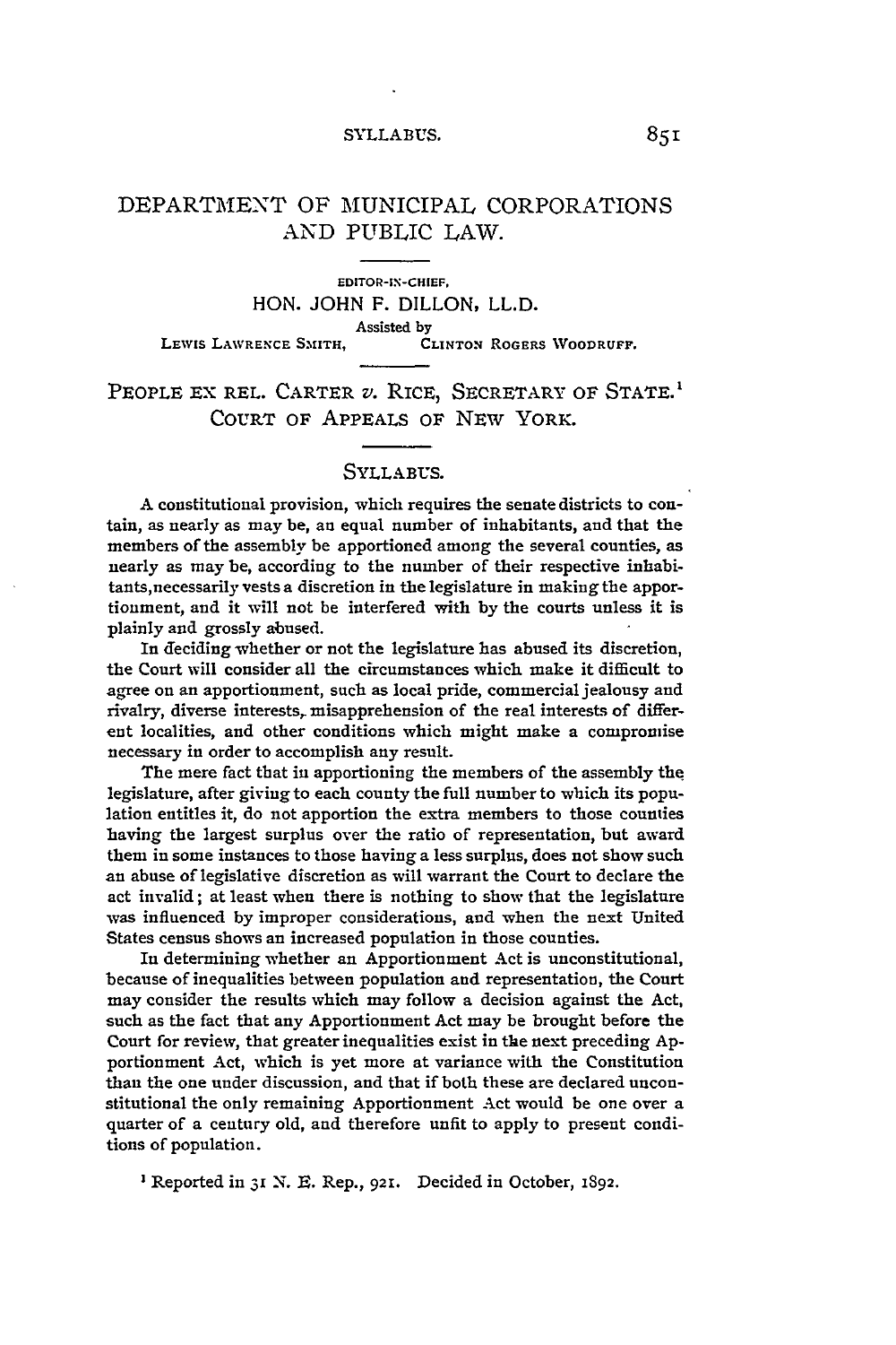# DEPARTMENT OF MUNICIPAL CORPORATIONS AND PUBLIC LAW.

EDITOR-IN-CHIEF,

HON. JOHN F. DILLON, LL.D.

Assisted by

LEWIS LAWRENCE SMITH, CLINTON ROGERS WOODRUFF.

## PEOPLE EX REL. CARTER *v.* RICE, SECRETARY OF STATE.[1] COURT OF APPEALS OF NEW YORK.

### SYLLABUS.

A constitutional provision, which requires the senate districts to contain, as nearly as may be, an equal number of inhabitants, and that the members of the assembly be apportioned among the several counties, as nearly as may be, according to the number of their respective inhabitants, necessarily vests a discretion in the legislature in making the apportionment, and it will not be interfered with by the courts unless it is plainly and grossly abused.

In deciding whether or not the legislature has abused its discretion, the Court will consider all the circumstances which make it difficult to agree on an apportionment, such as local pride, commercial jealousy and rivalry, diverse interests, misapprehension of the real interests of different localities, and other conditions which might make a compromise necessary in order to accomplish any result.

The mere fact that in apportioning the members of the assembly the legislature, after giving to each county the full number to which its population entitles it, do not apportion the extra members to those counties having the largest surplus over the ratio of representation, but award them in some instances to those having a less surplus, does not show such an abuse of legislative discretion as will warrant the Court to declare the act invalid; at least when there is nothing to show that the legislature was influenced by improper considerations, and when the next United States census shows an increased population in those counties.

In determining whether an Apportionment Act is unconstitutional, because of inequalities between population and representation, the Court may consider the results which may follow a decision against the Act, such as the fact that any Apportionment Act may be brought before the Court for review, that greater inequalities exist in the next preceding Apportionment Act, which is yet more at variance with the Constitution than the one under discussion, and that if both these are declared unconstitutional the only remaining Apportionment Act would be one over a quarter of a century old, and therefore unfit to apply to present conditions of population.

[1] Reported in 31 N. E. Rep., 921. Decided in October, 1892.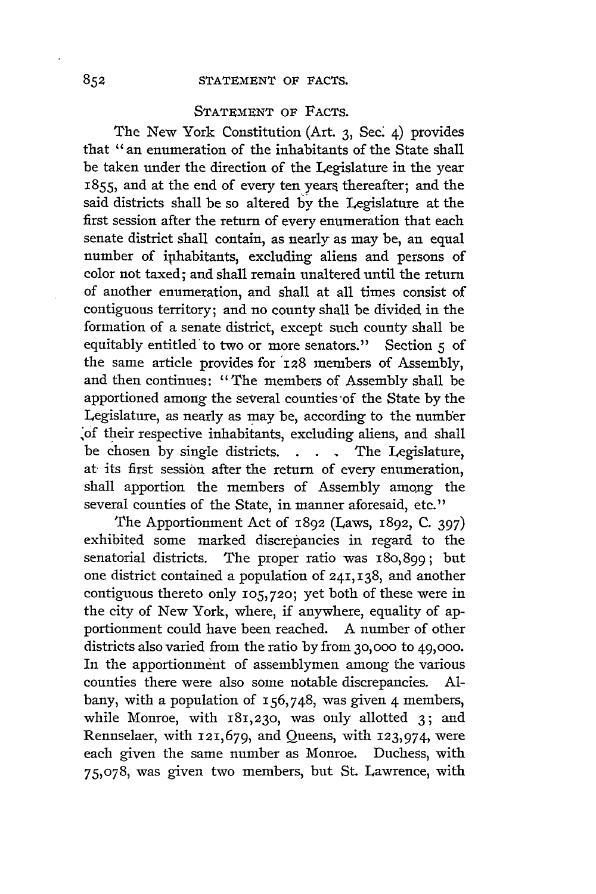## Statement of Facts.

The New York Constitution (Art. 3, Sec. 4) provides that "an enumeration of the inhabitants of the State shall be taken under the direction of the Legislature in the year 1855, and at the end of every ten years thereafter; and the said districts shall be so altered by the Legislature at the first session after the return of every enumeration that each senate district shall contain, as nearly as may be, an equal number of inhabitants, excluding aliens and persons of color not taxed; and shall remain unaltered until the return of another enumeration, and shall at all times consist of contiguous territory; and no county shall be divided in the formation of a senate district, except such county shall be equitably entitled to two or more senators." Section 5 of the same article provides for 128 members of Assembly, and then continues: "The members of Assembly shall be apportioned among the several counties of the State by the Legislature, as nearly as may be, according to the number of their respective inhabitants, excluding aliens, and shall be chosen by single districts. . . . The Legislature, at its first session after the return of every enumeration, shall apportion the members of Assembly among the several counties of the State, in manner aforesaid, etc."

The Apportionment Act of 1892 (Laws, 1892, C. 397) exhibited some marked discrepancies in regard to the senatorial districts. The proper ratio was 180,899; but one district contained a population of 241,138, and another contiguous thereto only 105,720; yet both of these were in the city of New York, where, if anywhere, equality of apportionment could have been reached. A number of other districts also varied from the ratio by from 30,000 to 49,000. In the apportionment of assemblymen among the various counties there were also some notable discrepancies. Albany, with a population of 156,748, was given 4 members, while Monroe, with 181,230, was only allotted 3; and Rennselaer, with 121,679, and Queens, with 123,974, were each given the same number as Monroe. Duchess, with 75,078, was given two members, but St. Lawrence, with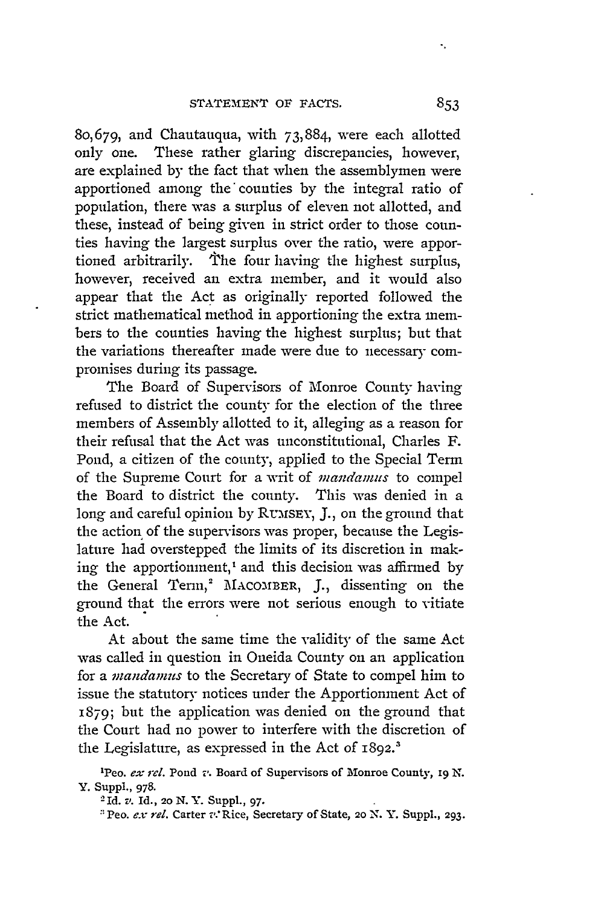80,679, and Chautauqua, with 73,884, were each allotted only one. These rather glaring discrepancies, however, are explained by the fact that when the assemblymen were apportioned among the counties by the integral ratio of population, there was a surplus of eleven not allotted, and these, instead of being given in strict order to those counties having the largest surplus over the ratio, were apportioned arbitrarily. The four having the highest surplus, however, received an extra member, and it would also appear that the Act as originally reported followed the strict mathematical method in apportioning the extra members to the counties having the highest surplus; but that the variations thereafter made were due to necessary compromises during its passage.

The Board of Supervisors of Monroe County having refused to district the county for the election of the three members of Assembly allotted to it, alleging as a reason for their refusal that the Act was unconstitutional, Charles F. Pond, a citizen of the county, applied to the Special Term of the Supreme Court for a writ of *mandamus* to compel the Board to district the county. This was denied in a long and careful opinion by RUMSEY, J., on the ground that the action of the supervisors was proper, because the Legislature had overstepped the limits of its discretion in making the apportionment,[1] and this decision was affirmed by the General Term,[2] MACOMBER, J., dissenting on the ground that the errors were not serious enough to vitiate the Act.

At about the same time the validity of the same Act was called in question in Oneida County on an application for a *mandamus* to the Secretary of State to compel him to issue the statutory notices under the Apportionment Act of 1879; but the application was denied on the ground that the Court had no power to interfere with the discretion of the Legislature, as expressed in the Act of 1892.[3]

[1] Peo. *ex rel.* Pond *v.* Board of Supervisors of Monroe County, 19 N. Y. Suppl., 978.

[2] Id. *v.* Id., 20 N. Y. Suppl., 97.

[3] Peo. *ex rel.* Carter *v.* Rice, Secretary of State, 20 N. Y. Suppl., 293.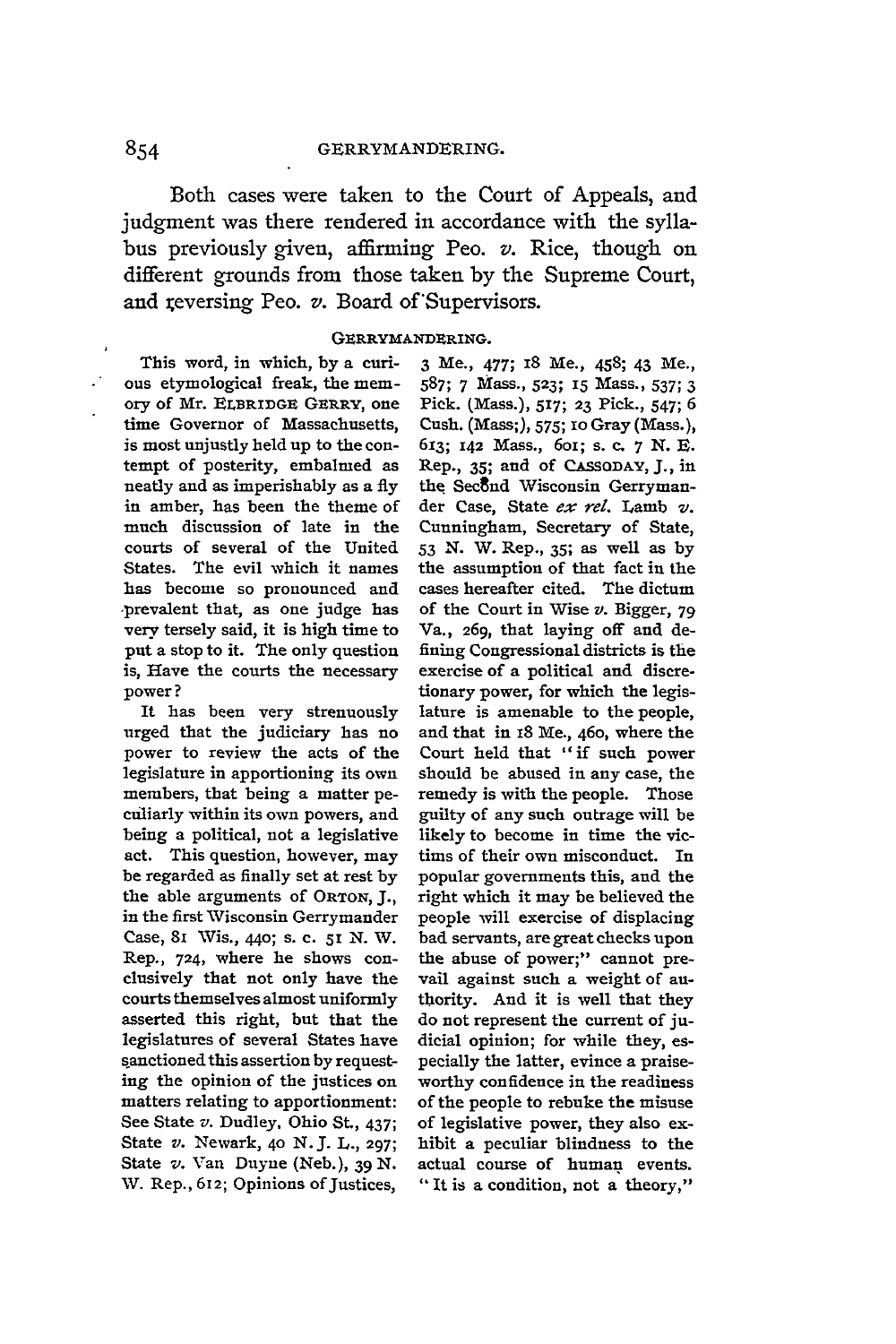Both cases were taken to the Court of Appeals, and judgment was there rendered in accordance with the syllabus previously given, affirming Peo. *v.* Rice, though on different grounds from those taken by the Supreme Court, and reversing Peo. *v.* Board of Supervisors.

## GERRYMANDERING.

This word, in which, by a curious etymological freak, the memory of Mr. ELBRIDGE GERRY, one time Governor of Massachusetts, is most unjustly held up to the contempt of posterity, embalmed as neatly and as imperishably as a fly in amber, has been the theme of much discussion of late in the courts of several of the United States. The evil which it names has become so pronounced and prevalent that, as one judge has very tersely said, it is high time to put a stop to it. The only question is, Have the courts the necessary power?

It has been very strenuously urged that the judiciary has no power to review the acts of the legislature in apportioning its own members, that being a matter peculiarly within its own powers, and being a political, not a legislative act. This question, however, may be regarded as finally set at rest by the able arguments of ORTON, J., in the first Wisconsin Gerrymander Case, 81 Wis., 440; s. c. 51 N. W. Rep., 724, where he shows conclusively that not only have the courts themselves almost uniformly asserted this right, but that the legislatures of several States have sanctioned this assertion by requesting the opinion of the justices on matters relating to apportionment: See State *v.* Dudley, Ohio St., 437; State *v.* Newark, 40 N. J. L., 297; State *v.* Van Duyne (Neb.), 39 N. W. Rep., 612; Opinions of Justices, 3 Me., 477; 18 Me., 458; 43 Me., 587; 7 Mass., 523; 15 Mass., 537; 3 Pick. (Mass.), 517; 23 Pick., 547; 6 Cush. (Mass;), 575; 10 Gray (Mass.), 613; 142 Mass., 601; s. c. 7 N. E. Rep., 35; and of CASSODAY, J., in the Second Wisconsin Gerrymander Case, State *ex rel.* Lamb *v.* Cunningham, Secretary of State, 53 N. W. Rep., 35; as well as by the assumption of that fact in the cases hereafter cited. The dictum of the Court in Wise *v.* Bigger, 79 Va., 269, that laying off and defining Congressional districts is the exercise of a political and discretionary power, for which the legislature is amenable to the people, and that in 18 Me., 460, where the Court held that "if such power should be abused in any case, the remedy is with the people. Those guilty of any such outrage will be likely to become in time the victims of their own misconduct. In popular governments this, and the right which it may be believed the people will exercise of displacing bad servants, are great checks upon the abuse of power;" cannot prevail against such a weight of authority. And it is well that they do not represent the current of judicial opinion; for while they, especially the latter, evince a praiseworthy confidence in the readiness of the people to rebuke the misuse of legislative power, they also exhibit a peculiar blindness to the actual course of human events. "It is a condition, not a theory,"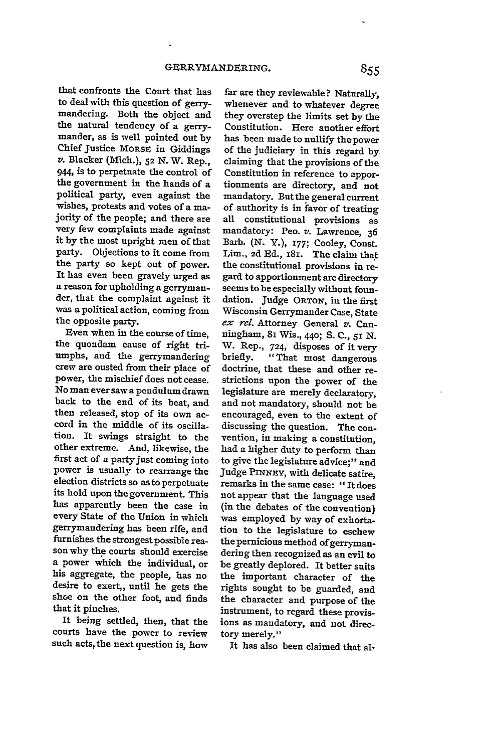that confronts the Court that has to deal with this question of gerrymandering. Both the object and the natural tendency of a gerrymander, as is well pointed out by Chief Justice MORSE in Giddings *v.* Blacker (Mich.), 52 N. W. Rep., 944, is to perpetuate the control of the government in the hands of a political party, even against the wishes, protests and votes of a majority of the people; and there are very few complaints made against it by the most upright men of that party. Objections to it come from the party so kept out of power. It has even been gravely urged as a reason for upholding a gerrymander, that the complaint against it was a political action, coming from the opposite party.

Even when in the course of time, the quondam cause of right triumphs, and the gerrymandering crew are ousted from their place of power, the mischief does not cease. No man ever saw a pendulum drawn back to the end of its beat, and then released, stop of its own accord in the middle of its oscillation. It swings straight to the other extreme. And, likewise, the first act of a party just coming into power is usually to rearrange the election districts so as to perpetuate its hold upon the government. This has apparently been the case in every State of the Union in which gerrymandering has been rife, and furnishes the strongest possible reason why the courts should exercise a power which the individual, or his aggregate, the people, has no desire to exert,, until he gets the shoe on the other foot, and finds that it pinches.

It being settled, then, that the courts have the power to review such acts, the next question is, how far are they reviewable? Naturally, whenever and to whatever degree they overstep the limits set by the Constitution. Here another effort has been made to nullify the power of the judiciary in this regard by claiming that the provisions of the Constitution in reference to apportionments are directory, and not mandatory. But the general current of authority is in favor of treating all constitutional provisions as mandatory: Peo. *v.* Lawrence, 36 Barb. (N. Y.), 177; Cooley, Const. Lim., 2d Ed., 181. The claim that the constitutional provisions in regard to apportionment are directory seems to be especially without foundation. Judge ORTON, in the first Wisconsin Gerrymander Case, State *ex rel.* Attorney General *v.* Cunningham, 81 Wis., 440; S. C., 51 N. W. Rep., 724, disposes of it very briefly. "That most dangerous doctrine, that these and other restrictions upon the power of the legislature are merely declaratory, and not mandatory, should not be encouraged, even to the extent of discussing the question. The convention, in making a constitution, had a higher duty to perform than to give the legislature advice;" and Judge PINNEY, with delicate satire, remarks in the same case: "It does not appear that the language used (in the debates of the convention) was employed by way of exhortation to the legislature to eschew the pernicious method of gerrymandering then recognized as an evil to be greatly deplored. It better suits the important character of the rights sought to be guarded, and the character and purpose of the instrument, to regard these provisions as mandatory, and not directory merely."

It has also been claimed that al-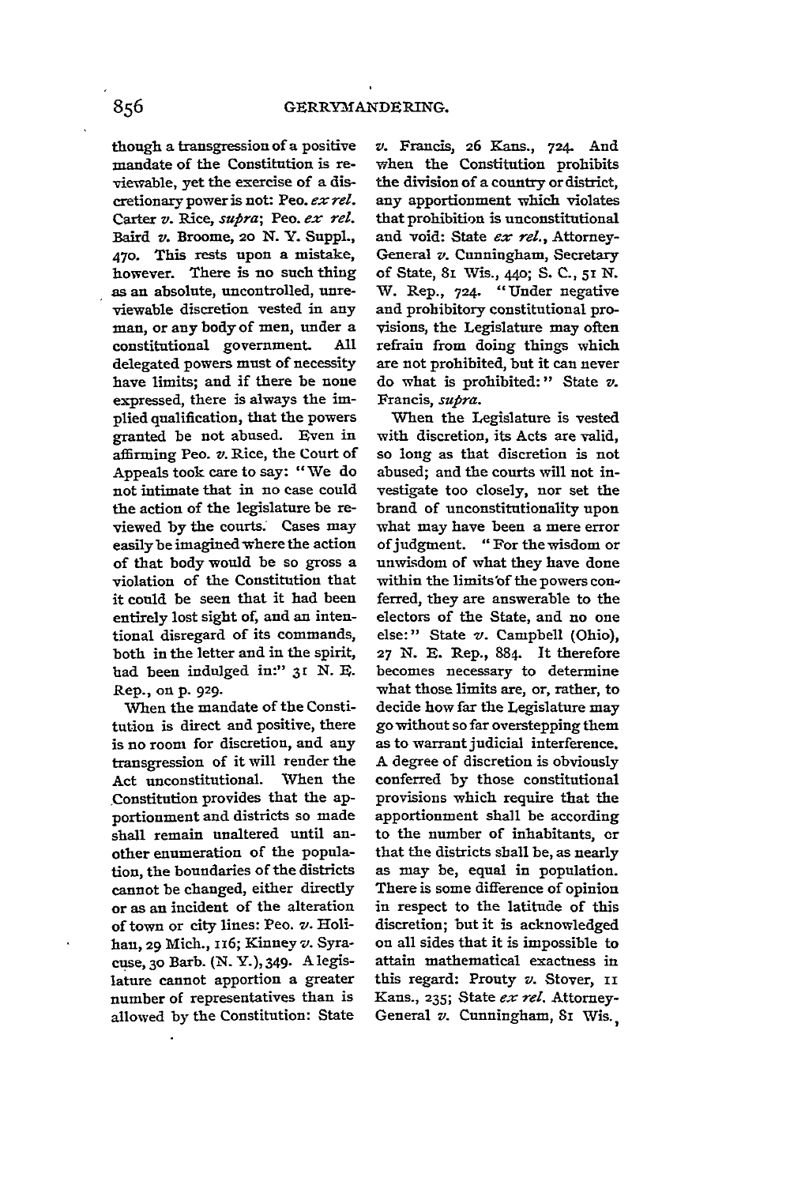though a transgression of a positive mandate of the Constitution is reviewable, yet the exercise of a discretionary power is not: Peo. *ex rel.* Carter *v.* Rice, *supra*; Peo. *ex rel.* Baird *v.* Broome, 20 N. Y. Suppl., 470. This rests upon a mistake, however. There is no such thing as an absolute, uncontrolled, unreviewable discretion vested in any man, or any body of men, under a constitutional government. All delegated powers must of necessity have limits; and if there be none expressed, there is always the implied qualification, that the powers granted be not abused. Even in affirming Peo. *v.* Rice, the Court of Appeals took care to say: "We do not intimate that in no case could the action of the legislature be reviewed by the courts. Cases may easily be imagined where the action of that body would be so gross a violation of the Constitution that it could be seen that it had been entirely lost sight of, and an intentional disregard of its commands, both in the letter and in the spirit, had been indulged in:" 31 N. E. Rep., on p. 929.

When the mandate of the Constitution is direct and positive, there is no room for discretion, and any transgression of it will render the Act unconstitutional. When the Constitution provides that the apportionment and districts so made shall remain unaltered until another enumeration of the population, the boundaries of the districts cannot be changed, either directly or as an incident of the alteration of town or city lines: Peo. *v.* Holihan, 29 Mich., 116; Kinney *v.* Syracuse, 30 Barb. (N. Y.), 349. A legislature cannot apportion a greater number of representatives than is allowed by the Constitution: State *v.* Francis, 26 Kans., 724. And when the Constitution prohibits the division of a country or district, any apportionment which violates that prohibition is unconstitutional and void: State *ex rel.*, Attorney-General *v.* Cunningham, Secretary of State, 81 Wis., 440; S. C., 51 N. W. Rep., 724. "Under negative and prohibitory constitutional provisions, the Legislature may often refrain from doing things which are not prohibited, but it can never do what is prohibited:" State *v.* Francis, *supra*.

When the Legislature is vested with discretion, its Acts are valid, so long as that discretion is not abused; and the courts will not investigate too closely, nor set the brand of unconstitutionality upon what may have been a mere error of judgment. "For the wisdom or unwisdom of what they have done within the limits of the powers conferred, they are answerable to the electors of the State, and no one else:" State *v.* Campbell (Ohio), 27 N. E. Rep., 884. It therefore becomes necessary to determine what those limits are, or, rather, to decide how far the Legislature may go without so far overstepping them as to warrant judicial interference. A degree of discretion is obviously conferred by those constitutional provisions which require that the apportionment shall be according to the number of inhabitants, or that the districts shall be, as nearly as may be, equal in population. There is some difference of opinion in respect to the latitude of this discretion; but it is acknowledged on all sides that it is impossible to attain mathematical exactness in this regard: Prouty *v.* Stover, 11 Kans., 235; State *ex rel.* Attorney-General *v.* Cunningham, 81 Wis.,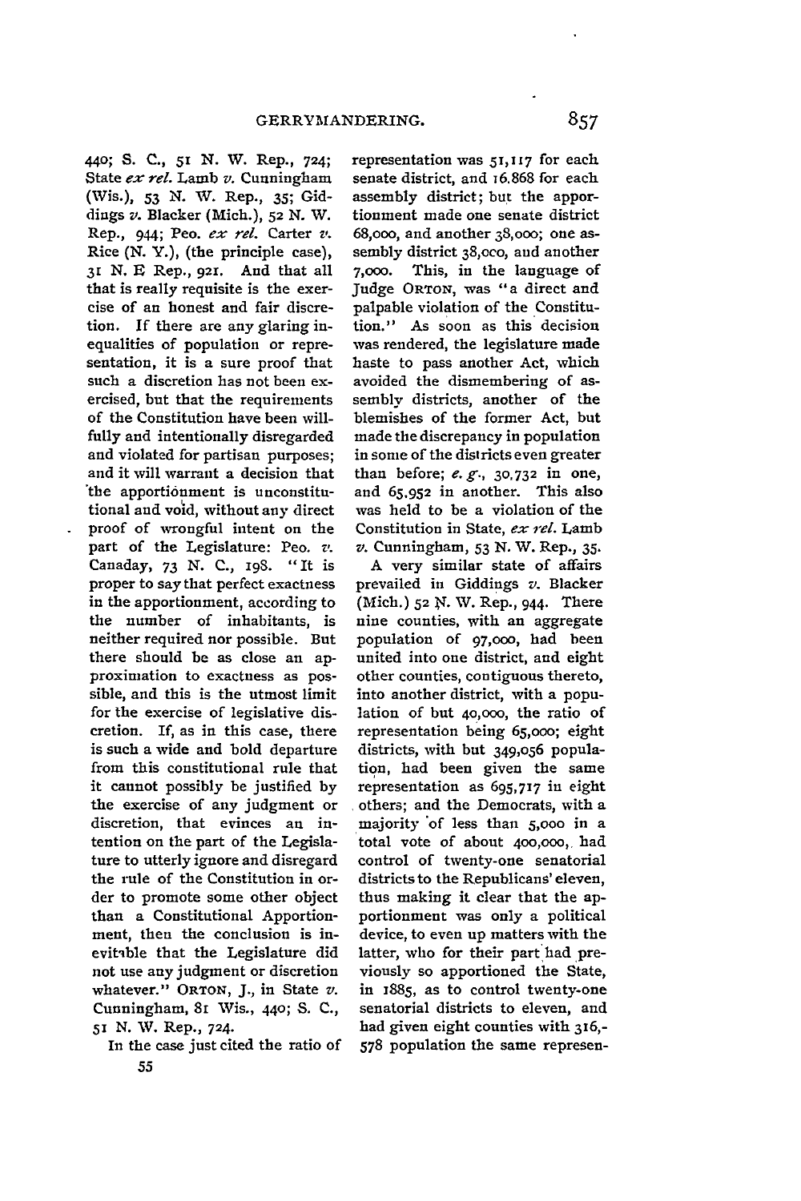440; S. C., 51 N. W. Rep., 724; State *ex rel.* Lamb *v.* Cunningham (Wis.), 53 N. W. Rep., 35; Giddings *v.* Blacker (Mich.), 52 N. W. Rep., 944; Peo. *ex rel.* Carter *v.* Rice (N. Y.), (the principle case), 31 N. E Rep., 921. And that all that is really requisite is the exercise of an honest and fair discretion. If there are any glaring inequalities of population or representation, it is a sure proof that such a discretion has not been exercised, but that the requirements of the Constitution have been willfully and intentionally disregarded and violated for partisan purposes; and it will warrant a decision that the apportionment is unconstitutional and void, without any direct proof of wrongful intent on the part of the Legislature: Peo. *v.* Canaday, 73 N. C., 198. "It is proper to say that perfect exactness in the apportionment, according to the number of inhabitants, is neither required nor possible. But there should be as close an approximation to exactness as possible, and this is the utmost limit for the exercise of legislative discretion. If, as in this case, there is such a wide and bold departure from this constitutional rule that it cannot possibly be justified by the exercise of any judgment or discretion, that evinces an intention on the part of the Legislature to utterly ignore and disregard the rule of the Constitution in order to promote some other object than a Constitutional Apportionment, then the conclusion is inevitable that the Legislature did not use any judgment or discretion whatever." ORTON, J., in State *v.* Cunningham, 81 Wis., 440; S. C., 51 N. W. Rep., 724.

In the case just cited the ratio of representation was 51,117 for each senate district, and 16.868 for each assembly district; but the apportionment made one senate district 68,000, and another 38,000; one assembly district 38,000, and another 7,000. This, in the language of Judge ORTON, was "a direct and palpable violation of the Constitution." As soon as this decision was rendered, the legislature made haste to pass another Act, which avoided the dismembering of assembly districts, another of the blemishes of the former Act, but made the discrepancy in population in some of the districts even greater than before; *e. g.*, 30,732 in one, and 65,952 in another. This also was held to be a violation of the Constitution in State, *ex rel.* Lamb *v.* Cunningham, 53 N. W. Rep., 35.

A very similar state of affairs prevailed in Giddings *v.* Blacker (Mich.) 52 N. W. Rep., 944. There nine counties, with an aggregate population of 97,000, had been united into one district, and eight other counties, contiguous thereto, into another district, with a population of but 40,000, the ratio of representation being 65,000; eight districts, with but 349,056 population, had been given the same representation as 695,717 in eight others; and the Democrats, with a majority of less than 5,000 in a total vote of about 400,000, had control of twenty-one senatorial districts to the Republicans' eleven, thus making it clear that the apportionment was only a political device, to even up matters with the latter, who for their part had previously so apportioned the State, in 1885, as to control twenty-one senatorial districts to eleven, and had given eight counties with 316,578 population the same represen-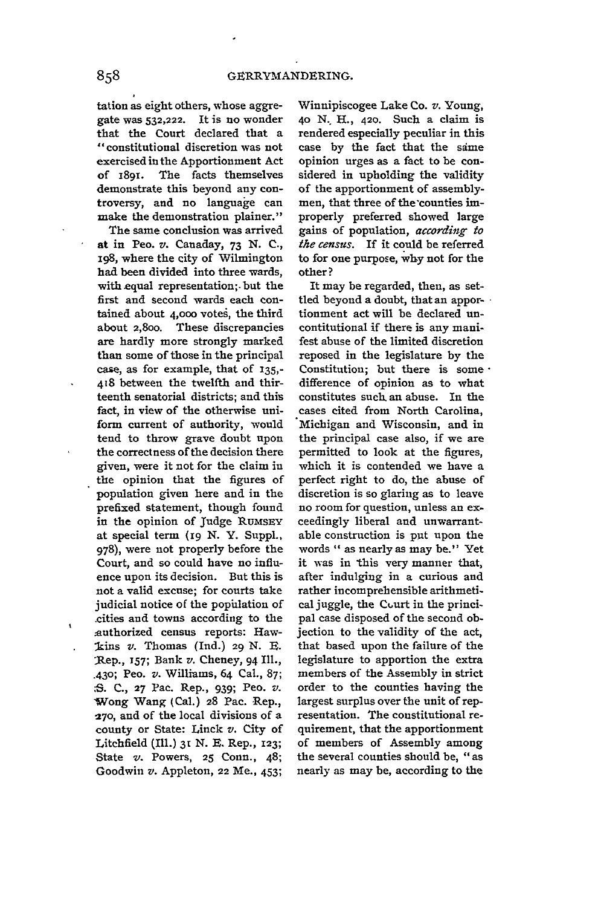tation as eight others, whose aggregate was 532,222. It is no wonder that the Court declared that a "constitutional discretion was not exercised in the Apportionment Act of 1891. The facts themselves demonstrate this beyond any controversy, and no language can make the demonstration plainer."

The same conclusion was arrived at in Peo. *v.* Canaday, 73 N. C., 198, where the city of Wilmington had been divided into three wards, with equal representation; but the first and second wards each contained about 4,000 votes, the third about 2,800. These discrepancies are hardly more strongly marked than some of those in the principal case, as for example, that of 135,418 between the twelfth and thirteenth senatorial districts; and this fact, in view of the otherwise uniform current of authority, would tend to throw grave doubt upon the correctness of the decision there given, were it not for the claim in the opinion that the figures of population given here and in the prefixed statement, though found in the opinion of Judge RUMSEY at special term (19 N. Y. Suppl., 978), were not properly before the Court, and so could have no influence upon its decision. But this is not a valid excuse; for courts take judicial notice of the population of cities and towns according to the authorized census reports: Hawkins *v.* Thomas (Ind.) 29 N. E. Rep., 157; Bank *v.* Cheney, 94 Ill., 430; Peo. *v.* Williams, 64 Cal., 87; S. C., 27 Pac. Rep., 939; Peo. *v.* Wong Wang (Cal.) 28 Pac. Rep., 270, and of the local divisions of a county or State: Linck *v.* City of Litchfield (Ill.) 31 N. E. Rep., 123; State *v.* Powers, 25 Conn., 48; Goodwin *v.* Appleton, 22 Me., 453; Winnipiscogee Lake Co. *v.* Young, 40 N. H., 420. Such a claim is rendered especially peculiar in this case by the fact that the same opinion urges as a fact to be considered in upholding the validity of the apportionment of assemblymen, that three of the counties improperly preferred showed large gains of population, *according to the census*. If it could be referred to for one purpose, why not for the other?

It may be regarded, then, as settled beyond a doubt, that an apportionment act will be declared uncontitutional if there is any manifest abuse of the limited discretion reposed in the legislature by the Constitution; but there is some difference of opinion as to what constitutes such an abuse. In the cases cited from North Carolina, Michigan and Wisconsin, and in the principal case also, if we are permitted to look at the figures, which it is contended we have a perfect right to do, the abuse of discretion is so glaring as to leave no room for question, unless an exceedingly liberal and unwarrantable construction is put upon the words "as nearly as may be." Yet it was in this very manner that, after indulging in a curious and rather incomprehensible arithmetical juggle, the Court in the principal case disposed of the second objection to the validity of the act, that based upon the failure of the legislature to apportion the extra members of the Assembly in strict order to the counties having the largest surplus over the unit of representation. The constitutional requirement, that the apportionment of members of Assembly among the several counties should be, "as nearly as may be, according to the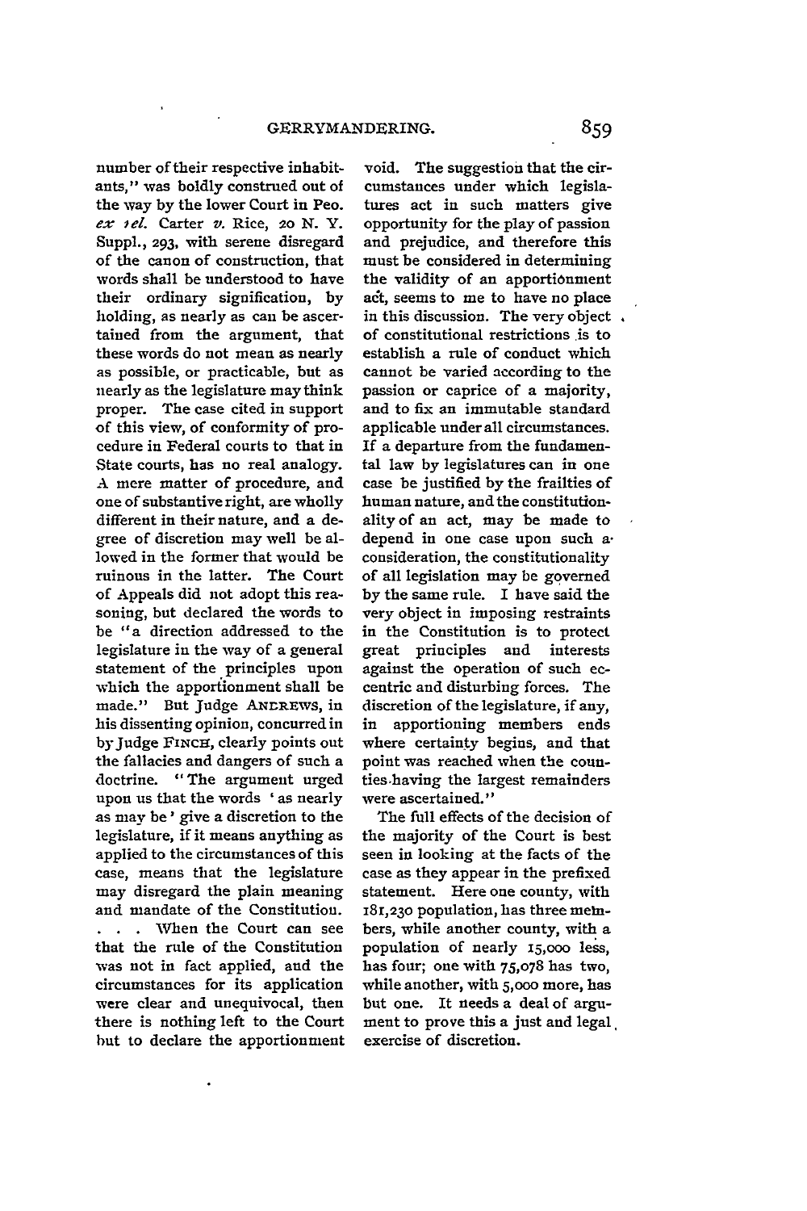number of their respective inhabitants," was boldly construed out of the way by the lower Court in Peo. *ex rel.* Carter *v.* Rice, 20 N. Y. Suppl., 293, with serene disregard of the canon of construction, that words shall be understood to have their ordinary signification, by holding, as nearly as can be ascertained from the argument, that these words do not mean as nearly as possible, or practicable, but as nearly as the legislature may think proper. The case cited in support of this view, of conformity of procedure in Federal courts to that in State courts, has no real analogy. A mere matter of procedure, and one of substantive right, are wholly different in their nature, and a degree of discretion may well be allowed in the former that would be ruinous in the latter. The Court of Appeals did not adopt this reasoning, but declared the words to be "a direction addressed to the legislature in the way of a general statement of the principles upon which the apportionment shall be made." But Judge ANDREWS, in his dissenting opinion, concurred in by Judge FINCH, clearly points out the fallacies and dangers of such a doctrine. "The argument urged upon us that the words 'as nearly as may be' give a discretion to the legislature, if it means anything as applied to the circumstances of this case, means that the legislature may disregard the plain meaning and mandate of the Constitution. . . . When the Court can see that the rule of the Constitution was not in fact applied, and the circumstances for its application were clear and unequivocal, then there is nothing left to the Court but to declare the apportionment void. The suggestion that the circumstances under which legislatures act in such matters give opportunity for the play of passion and prejudice, and therefore this must be considered in determining the validity of an apportionment act, seems to me to have no place in this discussion. The very object of constitutional restrictions is to establish a rule of conduct which cannot be varied according to the passion or caprice of a majority, and to fix an immutable standard applicable under all circumstances. If a departure from the fundamental law by legislatures can in one case be justified by the frailties of human nature, and the constitutionality of an act, may be made to depend in one case upon such a consideration, the constitutionality of all legislation may be governed by the same rule. I have said the very object in imposing restraints in the Constitution is to protect great principles and interests against the operation of such eccentric and disturbing forces. The discretion of the legislature, if any, in apportioning members ends where certainty begins, and that point was reached when the counties having the largest remainders were ascertained."

The full effects of the decision of the majority of the Court is best seen in looking at the facts of the case as they appear in the prefixed statement. Here one county, with 181,230 population, has three members, while another county, with a population of nearly 15,000 less, has four; one with 75,078 has two, while another, with 5,000 more, has but one. It needs a deal of argument to prove this a just and legal exercise of discretion.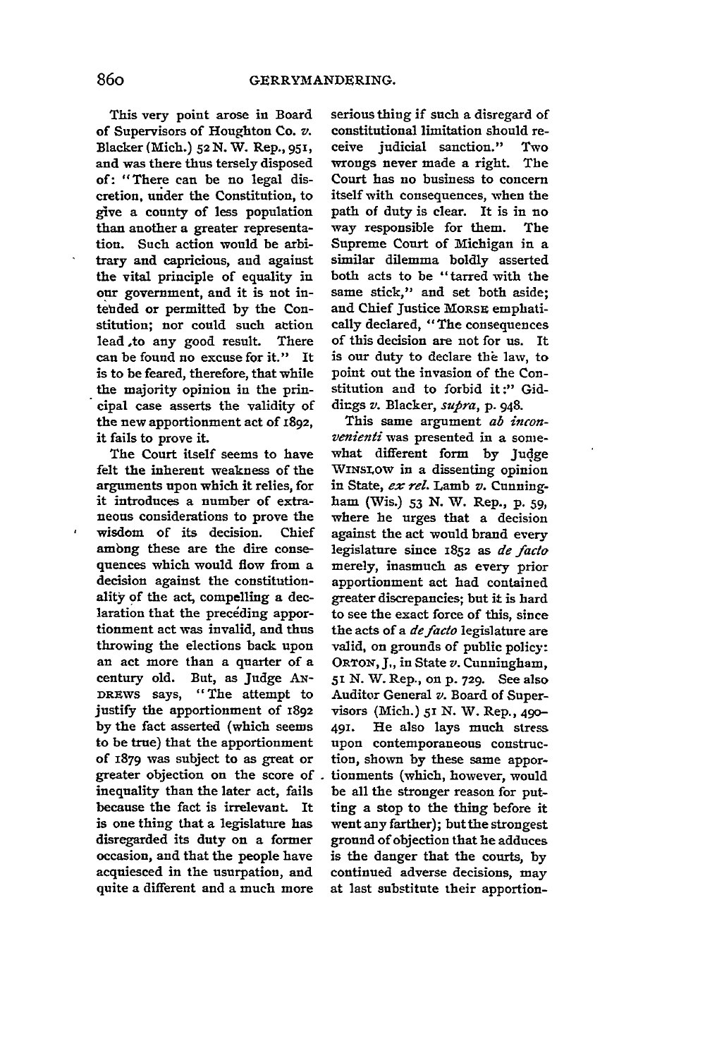This very point arose in Board of Supervisors of Houghton Co. *v.* Blacker (Mich.) 52 N. W. Rep., 951, and was there thus tersely disposed of: "There can be no legal discretion, under the Constitution, to give a county of less population than another a greater representation. Such action would be arbitrary and capricious, and against the vital principle of equality in our government, and it is not intended or permitted by the Constitution; nor could such action lead to any good result. There can be found no excuse for it." It is to be feared, therefore, that while the majority opinion in the principal case asserts the validity of the new apportionment act of 1892, it fails to prove it.

The Court itself seems to have felt the inherent weakness of the arguments upon which it relies, for it introduces a number of extraneous considerations to prove the wisdom of its decision. Chief among these are the dire consequences which would flow from a decision against the constitutionality of the act, compelling a declaration that the preceding apportionment act was invalid, and thus throwing the elections back upon an act more than a quarter of a century old. But, as Judge ANDREWS says, "The attempt to justify the apportionment of 1892 by the fact asserted (which seems to be true) that the apportionment of 1879 was subject to as great or greater objection on the score of inequality than the later act, fails because the fact is irrelevant. It is one thing that a legislature has disregarded its duty on a former occasion, and that the people have acquiesced in the usurpation, and quite a different and a much more serious thing if such a disregard of constitutional limitation should receive judicial sanction." Two wrongs never made a right. The Court has no business to concern itself with consequences, when the path of duty is clear. It is in no way responsible for them. The Supreme Court of Michigan in a similar dilemma boldly asserted both acts to be "tarred with the same stick," and set both aside; and Chief Justice MORSE emphatically declared, "The consequences of this decision are not for us. It is our duty to declare the law, to point out the invasion of the Constitution and to forbid it:" Giddings *v.* Blacker, *supra*, p. 948.

This same argument *ab inconvenienti* was presented in a somewhat different form by Judge WINSLOW in a dissenting opinion in State, *ex rel.* Lamb *v.* Cunningham (Wis.) 53 N. W. Rep., p. 59, where he urges that a decision against the act would brand every legislature since 1852 as *de facto* merely, inasmuch as every prior apportionment act had contained greater discrepancies; but it is hard to see the exact force of this, since the acts of a *de facto* legislature are valid, on grounds of public policy: ORTON, J., in State *v.* Cunningham, 51 N. W. Rep., on p. 729. See also Auditor General *v.* Board of Supervisors (Mich.) 51 N. W. Rep., 490–491. He also lays much stress upon contemporaneous construction, shown by these same apportionments (which, however, would be all the stronger reason for putting a stop to the thing before it went any farther); but the strongest ground of objection that he adduces is the danger that the courts, by continued adverse decisions, may at last substitute their apportion-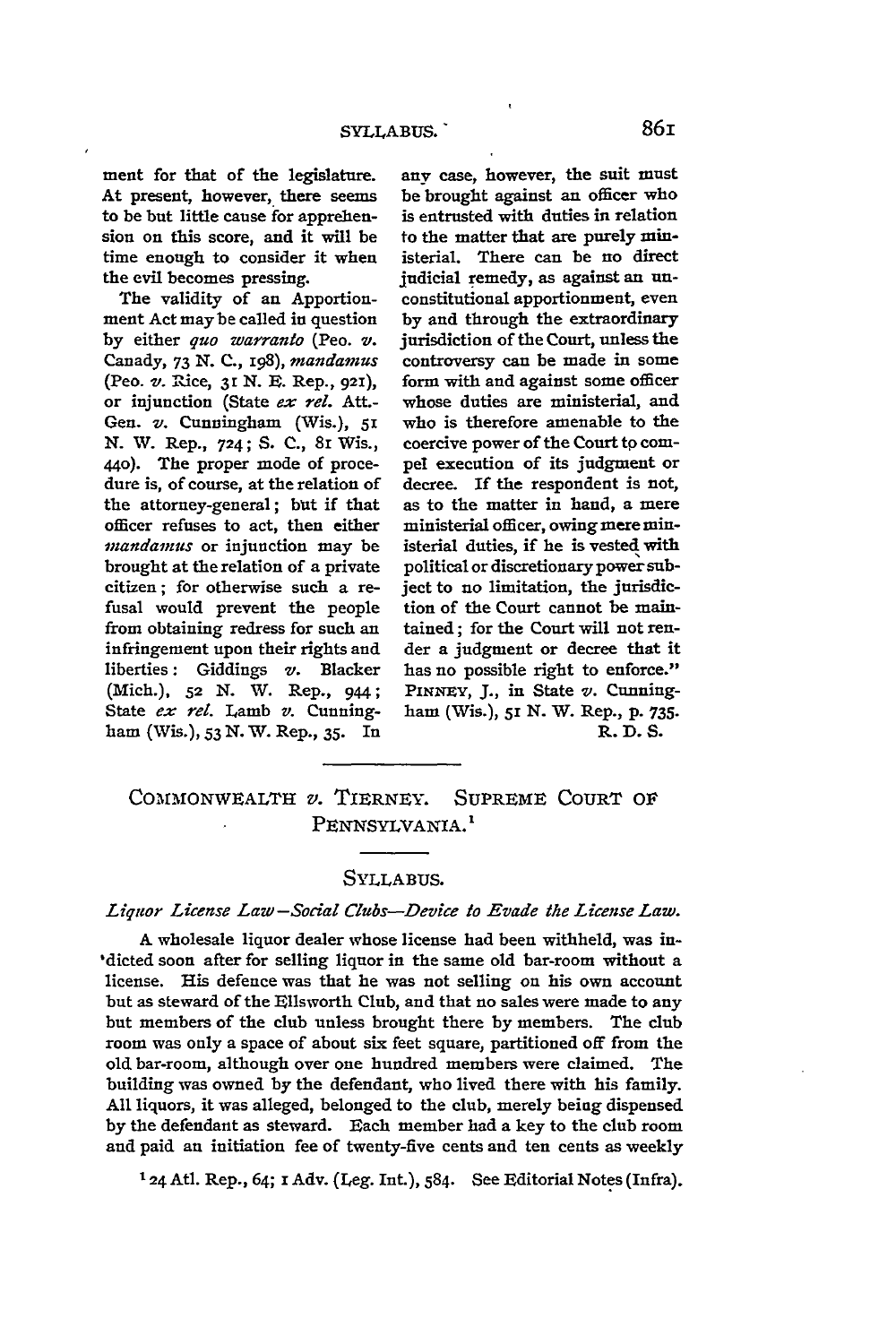ment for that of the legislature. At present, however, there seems to be but little cause for apprehension on this score, and it will be time enough to consider it when the evil becomes pressing.

The validity of an Apportionment Act may be called in question by either *quo warranto* (Peo. *v.* Canady, 73 N. C., 198), *mandamus* (Peo. *v.* Rice, 31 N. E. Rep., 921), or injunction (State *ex rel.* Att.-Gen. *v.* Cunningham (Wis.), 51 N. W. Rep., 724; S. C., 81 Wis., 440). The proper mode of procedure is, of course, at the relation of the attorney-general; but if that officer refuses to act, then either *mandamus* or injunction may be brought at the relation of a private citizen; for otherwise such a refusal would prevent the people from obtaining redress for such an infringement upon their rights and liberties: Giddings *v.* Blacker (Mich.), 52 N. W. Rep., 944; State *ex rel.* Lamb *v.* Cunningham (Wis.), 53 N. W. Rep., 35. In any case, however, the suit must be brought against an officer who is entrusted with duties in relation to the matter that are purely ministerial. There can be no direct judicial remedy, as against an unconstitutional apportionment, even by and through the extraordinary jurisdiction of the Court, unless the controversy can be made in some form with and against some officer whose duties are ministerial, and who is therefore amenable to the coercive power of the Court to compel execution of its judgment or decree. If the respondent is not, as to the matter in hand, a mere ministerial officer, owing mere ministerial duties, if he is vested with political or discretionary power subject to no limitation, the jurisdiction of the Court cannot be maintained; for the Court will not render a judgment or decree that it has no possible right to enforce." PINNEY, J., in State *v.* Cunningham (Wis.), 51 N. W. Rep., p. 735.

R. D. S.

---

## COMMONWEALTH *v.* TIERNEY. SUPREME COURT OF PENNSYLVANIA.[1]

### SYLLABUS.

*Liquor License Law—Social Clubs—Device to Evade the License Law.*

A wholesale liquor dealer whose license had been withheld, was indicted soon after for selling liquor in the same old bar-room without a license. His defence was that he was not selling on his own account but as steward of the Ellsworth Club, and that no sales were made to any but members of the club unless brought there by members. The club room was only a space of about six feet square, partitioned off from the old bar-room, although over one hundred members were claimed. The building was owned by the defendant, who lived there with his family. All liquors, it was alleged, belonged to the club, merely being dispensed by the defendant as steward. Each member had a key to the club room and paid an initiation fee of twenty-five cents and ten cents as weekly

[1] 24 Atl. Rep., 64; 1 Adv. (Leg. Int.), 584. See Editorial Notes (Infra).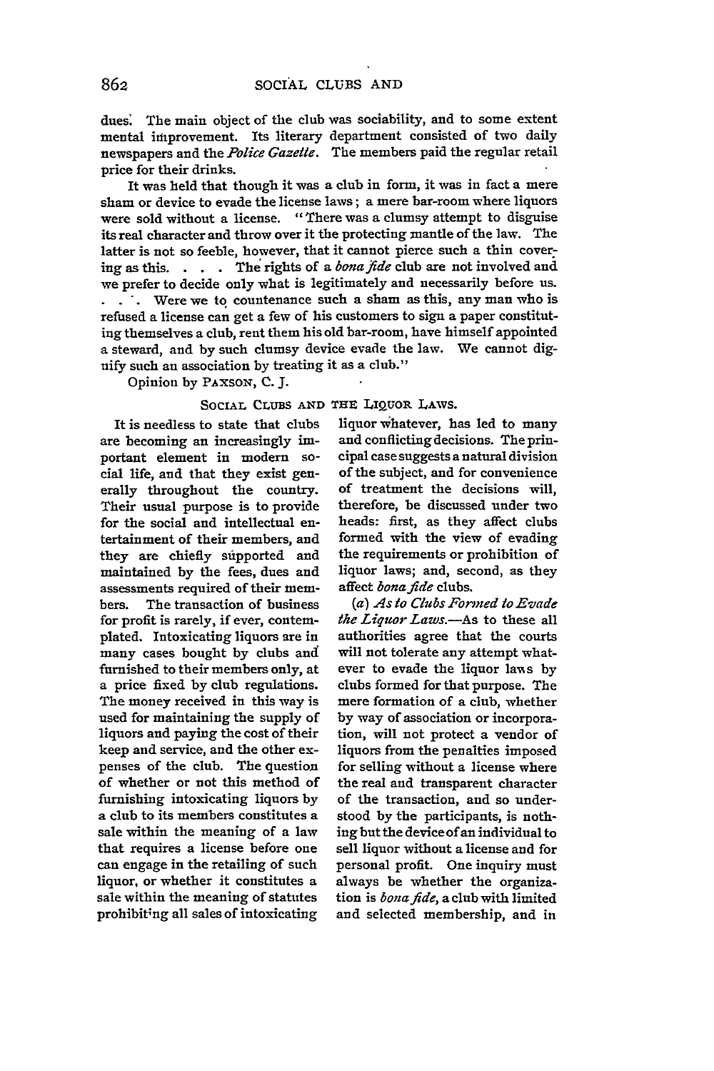dues. The main object of the club was sociability, and to some extent mental improvement. Its literary department consisted of two daily newspapers and the *Police Gazette*. The members paid the regular retail price for their drinks.

It was held that though it was a club in form, it was in fact a mere sham or device to evade the license laws; a mere bar-room where liquors were sold without a license. "There was a clumsy attempt to disguise its real character and throw over it the protecting mantle of the law. The latter is not so feeble, however, that it cannot pierce such a thin covering as this. . . . The rights of a *bona fide* club are not involved and we prefer to decide only what is legitimately and necessarily before us. . . . Were we to countenance such a sham as this, any man who is refused a license can get a few of his customers to sign a paper constituting themselves a club, rent them his old bar-room, have himself appointed a steward, and by such clumsy device evade the law. We cannot dignify such an association by treating it as a club."

Opinion by PAXSON, C. J.

## SOCIAL CLUBS AND THE LIQUOR LAWS.

It is needless to state that clubs are becoming an increasingly important element in modern social life, and that they exist generally throughout the country. Their usual purpose is to provide for the social and intellectual entertainment of their members, and they are chiefly supported and maintained by the fees, dues and assessments required of their members. The transaction of business for profit is rarely, if ever, contemplated. Intoxicating liquors are in many cases bought by clubs and furnished to their members only, at a price fixed by club regulations. The money received in this way is used for maintaining the supply of liquors and paying the cost of their keep and service, and the other expenses of the club. The question of whether or not this method of furnishing intoxicating liquors by a club to its members constitutes a sale within the meaning of a law that requires a license before one can engage in the retailing of such liquor, or whether it constitutes a sale within the meaning of statutes prohibiting all sales of intoxicating liquor whatever, has led to many and conflicting decisions. The principal case suggests a natural division of the subject, and for convenience of treatment the decisions will, therefore, be discussed under two heads: first, as they affect clubs formed with the view of evading the requirements or prohibition of liquor laws; and, second, as they affect *bona fide* clubs.

(*a*) *As to Clubs Formed to Evade the Liquor Laws.*—As to these all authorities agree that the courts will not tolerate any attempt whatever to evade the liquor laws by clubs formed for that purpose. The mere formation of a club, whether by way of association or incorporation, will not protect a vendor of liquors from the penalties imposed for selling without a license where the real and transparent character of the transaction, and so understood by the participants, is nothing but the device of an individual to sell liquor without a license and for personal profit. One inquiry must always be whether the organization is *bona fide*, a club with limited and selected membership, and in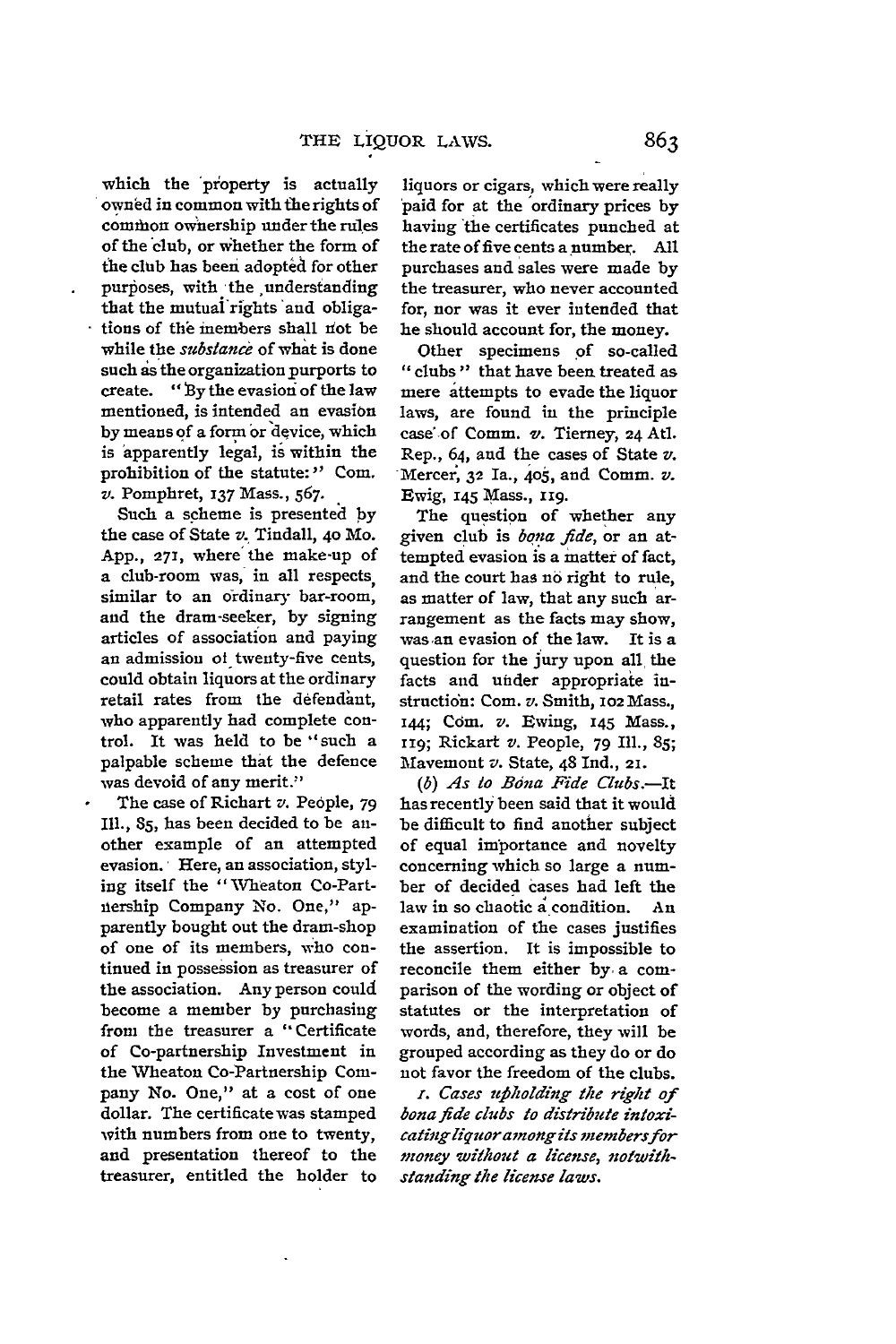which the property is actually owned in common with the rights of common ownership under the rules of the club, or whether the form of the club has been adopted for other purposes, with the understanding that the mutual rights and obligations of the members shall not be while the *substance* of what is done such as the organization purports to create. "By the evasion of the law mentioned, is intended an evasion by means of a form or device, which is apparently legal, is within the prohibition of the statute:" Com. *v.* Pomphret, 137 Mass., 567.

Such a scheme is presented by the case of State *v.* Tindall, 40 Mo. App., 271, where the make-up of a club-room was, in all respects, similar to an ordinary bar-room, and the dram-seeker, by signing articles of association and paying an admission of twenty-five cents, could obtain liquors at the ordinary retail rates from the defendant, who apparently had complete control. It was held to be "such a palpable scheme that the defence was devoid of any merit."

The case of Richart *v.* People, 79 Ill., 85, has been decided to be another example of an attempted evasion. Here, an association, styling itself the "Wheaton Co-Partnership Company No. One," apparently bought out the dram-shop of one of its members, who continued in possession as treasurer of the association. Any person could become a member by purchasing from the treasurer a "Certificate of Co-partnership Investment in the Wheaton Co-Partnership Company No. One," at a cost of one dollar. The certificate was stamped with numbers from one to twenty, and presentation thereof to the treasurer, entitled the holder to liquors or cigars, which were really paid for at the ordinary prices by having the certificates punched at the rate of five cents a number. All purchases and sales were made by the treasurer, who never accounted for, nor was it ever intended that he should account for, the money.

Other specimens of so-called "clubs" that have been treated as mere attempts to evade the liquor laws, are found in the principle case of Comm. *v.* Tierney, 24 Atl. Rep., 64, and the cases of State *v.* Mercer, 32 Ia., 405, and Comm. *v.* Ewig, 145 Mass., 119.

The question of whether any given club is *bona fide*, or an attempted evasion is a matter of fact, and the court has no right to rule, as matter of law, that any such arrangement as the facts may show, was an evasion of the law. It is a question for the jury upon all the facts and under appropriate instruction: Com. *v.* Smith, 102 Mass., 144; Com. *v.* Ewing, 145 Mass., 119; Rickart *v.* People, 79 Ill., 85; Mavemont *v.* State, 48 Ind., 21.

(*b*) *As to Bona Fide Clubs.*—It has recently been said that it would be difficult to find another subject of equal importance and novelty concerning which so large a number of decided cases had left the law in so chaotic a condition. An examination of the cases justifies the assertion. It is impossible to reconcile them either by a comparison of the wording or object of statutes or the interpretation of words, and, therefore, they will be grouped according as they do or do not favor the freedom of the clubs.

*1. Cases upholding the right of bona fide clubs to distribute intoxicating liquor among its members for money without a license, notwithstanding the license laws.*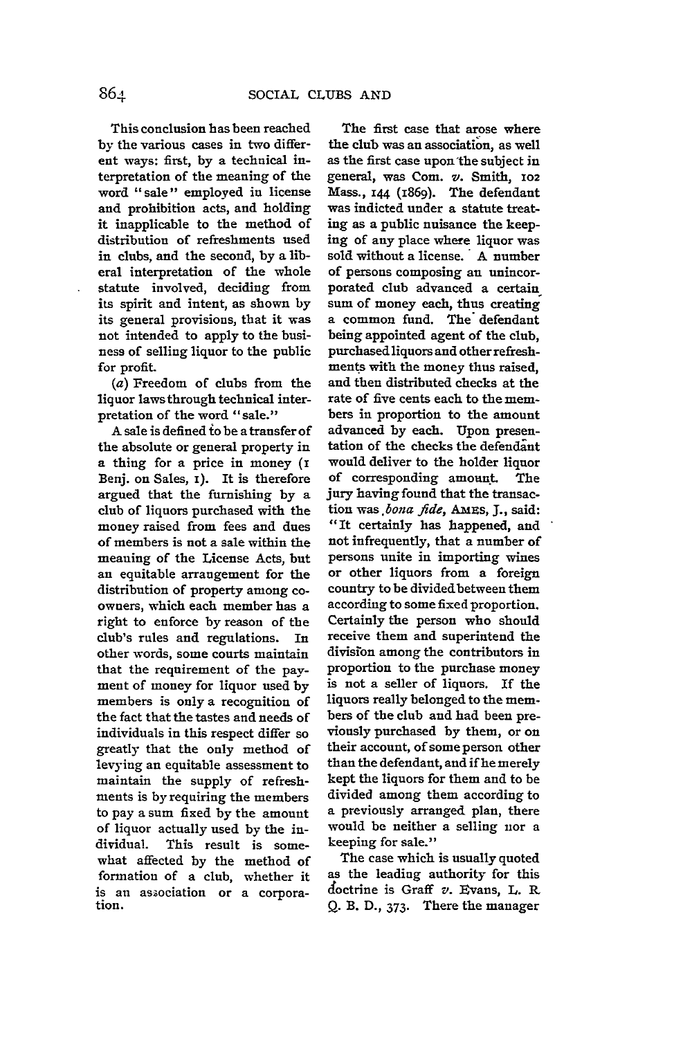This conclusion has been reached by the various cases in two different ways: first, by a technical interpretation of the meaning of the word "sale" employed in license and prohibition acts, and holding it inapplicable to the method of distribution of refreshments used in clubs, and the second, by a liberal interpretation of the whole statute involved, deciding from its spirit and intent, as shown by its general provisions, that it was not intended to apply to the business of selling liquor to the public for profit.

(*a*) Freedom of clubs from the liquor laws through technical interpretation of the word "sale."

A sale is defined to be a transfer of the absolute or general property in a thing for a price in money (1 Benj. on Sales, 1). It is therefore argued that the furnishing by a club of liquors purchased with the money raised from fees and dues of members is not a sale within the meaning of the License Acts, but an equitable arrangement for the distribution of property among co-owners, which each member has a right to enforce by reason of the club's rules and regulations. In other words, some courts maintain that the requirement of the payment of money for liquor used by members is only a recognition of the fact that the tastes and needs of individuals in this respect differ so greatly that the only method of levying an equitable assessment to maintain the supply of refreshments is by requiring the members to pay a sum fixed by the amount of liquor actually used by the individual. This result is somewhat affected by the method of formation of a club, whether it is an association or a corporation.

The first case that arose where the club was an association, as well as the first case upon the subject in general, was Com. *v.* Smith, 102 Mass., 144 (1869). The defendant was indicted under a statute treating as a public nuisance the keeping of any place where liquor was sold without a license. A number of persons composing an unincorporated club advanced a certain sum of money each, thus creating a common fund. The defendant being appointed agent of the club, purchased liquors and other refreshments with the money thus raised, and then distributed checks at the rate of five cents each to the members in proportion to the amount advanced by each. Upon presentation of the checks the defendant would deliver to the holder liquor of corresponding amount. The jury having found that the transaction was *bona fide*, AMES, J., said: "It certainly has happened, and not infrequently, that a number of persons unite in importing wines or other liquors from a foreign country to be divided between them according to some fixed proportion. Certainly the person who should receive them and superintend the division among the contributors in proportion to the purchase money is not a seller of liquors. If the liquors really belonged to the members of the club and had been previously purchased by them, or on their account, of some person other than the defendant, and if he merely kept the liquors for them and to be divided among them according to a previously arranged plan, there would be neither a selling nor a keeping for sale."

The case which is usually quoted as the leading authority for this doctrine is Graff *v.* Evans, L. R. Q. B. D., 373. There the manager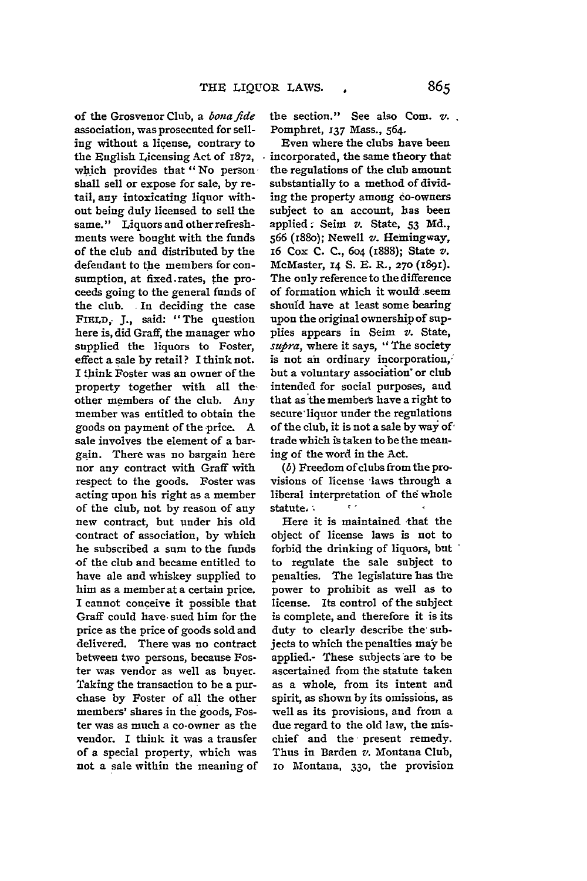of the Grosvenor Club, a *bona fide* association, was prosecuted for selling without a license, contrary to the English Licensing Act of 1872, which provides that "No person shall sell or expose for sale, by retail, any intoxicating liquor without being duly licensed to sell the same." Liquors and other refreshments were bought with the funds of the club and distributed by the defendant to the members for consumption, at fixed rates, the proceeds going to the general funds of the club. In deciding the case FIELD, J., said: "The question here is, did Graff, the manager who supplied the liquors to Foster, effect a sale by retail? I think not. I think Foster was an owner of the property together with all the other members of the club. Any member was entitled to obtain the goods on payment of the price. A sale involves the element of a bargain. There was no bargain here nor any contract with Graff with respect to the goods. Foster was acting upon his right as a member of the club, not by reason of any new contract, but under his old contract of association, by which he subscribed a sum to the funds of the club and became entitled to have ale and whiskey supplied to him as a member at a certain price. I cannot conceive it possible that Graff could have sued him for the price as the price of goods sold and delivered. There was no contract between two persons, because Foster was vendor as well as buyer. Taking the transaction to be a purchase by Foster of all the other members' shares in the goods, Foster was as much a co-owner as the vendor. I think it was a transfer of a special property, which was not a sale within the meaning of the section." See also Com. *v.* Pomphret, 137 Mass., 564.

Even where the clubs have been incorporated, the same theory that the regulations of the club amount substantially to a method of dividing the property among co-owners subject to an account, has been applied: Seim *v.* State, 53 Md., 566 (1880); Newell *v.* Hemingway, 16 Cox C. C., 604 (1888); State *v.* McMaster, 14 S. E. R., 270 (1891). The only reference to the difference of formation which it would seem should have at least some bearing upon the original ownership of supplies appears in Seim *v.* State, *supra*, where it says, "The society is not an ordinary incorporation, but a voluntary association or club intended for social purposes, and that as the members have a right to secure liquor under the regulations of the club, it is not a sale by way of trade which is taken to be the meaning of the word in the Act.

(*b*) Freedom of clubs from the provisions of license laws through a liberal interpretation of the whole statute.

Here it is maintained that the object of license laws is not to forbid the drinking of liquors, but to regulate the sale subject to penalties. The legislature has the power to prohibit as well as to license. Its control of the subject is complete, and therefore it is its duty to clearly describe the subjects to which the penalties may be applied. These subjects are to be ascertained from the statute taken as a whole, from its intent and spirit, as shown by its omissions, as well as its provisions, and from a due regard to the old law, the mischief and the present remedy. Thus in Barden *v.* Montana Club, 10 Montana, 330, the provision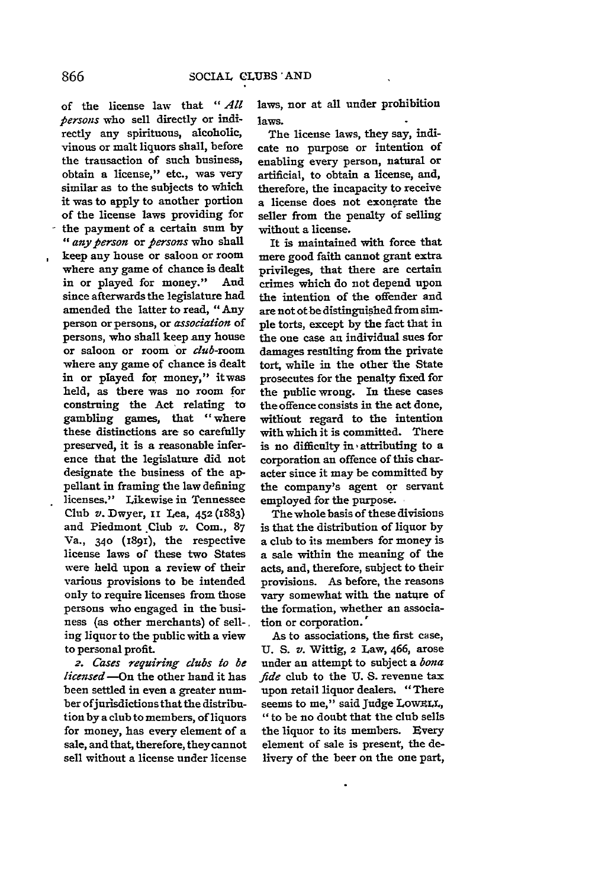of the license law that "*All persons* who sell directly or indirectly any spirituous, alcoholic, vinous or malt liquors shall, before the transaction of such business, obtain a license," etc., was very similar as to the subjects to which it was to apply to another portion of the license laws providing for the payment of a certain sum by "*any person* or *persons* who shall keep any house or saloon or room where any game of chance is dealt in or played for money." And since afterwards the legislature had amended the latter to read, "Any person or persons, or *association* of persons, who shall keep any house or saloon or room or *club*-room where any game of chance is dealt in or played for money," it was held, as there was no room for construing the Act relating to gambling games, that "where these distinctions are so carefully preserved, it is a reasonable inference that the legislature did not designate the business of the appellant in framing the law defining licenses." Likewise in Tennessee Club *v.* Dwyer, 11 Lea, 452 (1883) and Piedmont Club *v.* Com., 87 Va., 340 (1891), the respective license laws of these two States were held upon a review of their various provisions to be intended only to require licenses from those persons who engaged in the business (as other merchants) of selling liquor to the public with a view to personal profit.

*2. Cases requiring clubs to be licensed*.—On the other hand it has been settled in even a greater number of jurisdictions that the distribution by a club to members, of liquors for money, has every element of a sale, and that, therefore, they cannot sell without a license under license laws, nor at all under prohibition laws.

The license laws, they say, indicate no purpose or intention of enabling every person, natural or artificial, to obtain a license, and, therefore, the incapacity to receive a license does not exonerate the seller from the penalty of selling without a license.

It is maintained with force that mere good faith cannot grant extra privileges, that there are certain crimes which do not depend upon the intention of the offender and are not ot be distinguished from simple torts, except by the fact that in the one case an individual sues for damages resulting from the private tort, while in the other the State prosecutes for the penalty fixed for the public wrong. In these cases the offence consists in the act done, without regard to the intention with which it is committed. There is no difficulty in attributing to a corporation an offence of this character since it may be committed by the company's agent or servant employed for the purpose.

The whole basis of these divisions is that the distribution of liquor by a club to its members for money is a sale within the meaning of the acts, and, therefore, subject to their provisions. As before, the reasons vary somewhat with the nature of the formation, whether an association or corporation.

As to associations, the first case, U. S. *v.* Wittig, 2 Law, 466, arose under an attempt to subject a *bona fide* club to the U. S. revenue tax upon retail liquor dealers. "There seems to me," said Judge LOWELL, "to be no doubt that the club sells the liquor to its members. Every element of sale is present, the delivery of the beer on the one part,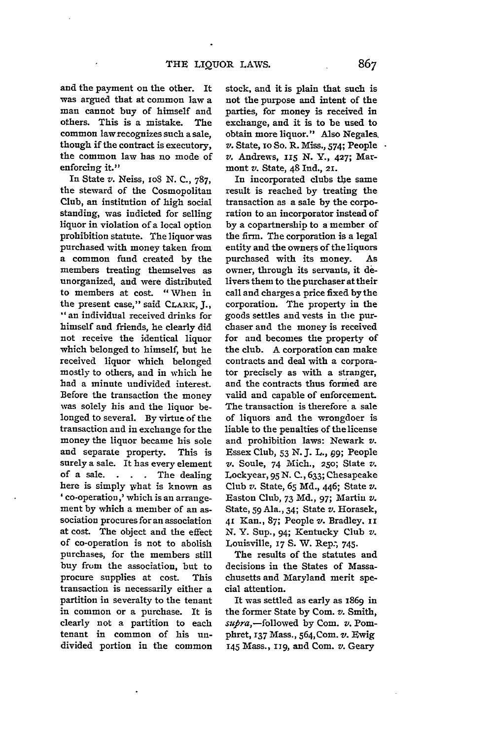and the payment on the other. It was argued that at common law a man cannot buy of himself and others. This is a mistake. The common law recognizes such a sale, though if the contract is executory, the common law has no mode of enforcing it."

In State *v.* Neiss, 108 N. C., 787, the steward of the Cosmopolitan Club, an institution of high social standing, was indicted for selling liquor in violation of a local option prohibition statute. The liquor was purchased with money taken from a common fund created by the members treating themselves as unorganized, and were distributed to members at cost. "When in the present case," said CLARK, J., "an individual received drinks for himself and friends, he clearly did not receive the identical liquor which belonged to himself, but he received liquor which belonged mostly to others, and in which he had a minute undivided interest. Before the transaction the money was solely his and the liquor belonged to several. By virtue of the transaction and in exchange for the money the liquor became his sole and separate property. This is surely a sale. It has every element of a sale. . . . The dealing here is simply what is known as 'co-operation,' which is an arrangement by which a member of an association procures for an association at cost. The object and the effect of co-operation is not to abolish purchases, for the members still buy from the association, but to procure supplies at cost. This transaction is necessarily either a partition in severalty to the tenant in common or a purchase. It is clearly not a partition to each tenant in common of his undivided portion in the common stock, and it is plain that such is not the purpose and intent of the parties, for money is received in exchange, and it is to be used to obtain more liquor." Also Negales *v.* State, 10 So. R. Miss., 574; People *v.* Andrews, 115 N. Y., 427; Marmont *v.* State, 48 Ind., 21.

In incorporated clubs the same result is reached by treating the transaction as a sale by the corporation to an incorporator instead of by a copartnership to a member of the firm. The corporation is a legal entity and the owners of the liquors purchased with its money. As owner, through its servants, it delivers them to the purchaser at their call and charges a price fixed by the corporation. The property in the goods settles and vests in the purchaser and the money is received for and becomes the property of the club. A corporation can make contracts and deal with a corporator precisely as with a stranger, and the contracts thus formed are valid and capable of enforcement. The transaction is therefore a sale of liquors and the wrongdoer is liable to the penalties of the license and prohibition laws: Newark *v.* Essex Club, 53 N. J. L., 99; People *v.* Soule, 74 Mich., 250; State *v.* Lockyear, 95 N. C., 633; Chesapeake Club *v.* State, 65 Md., 446; State *v.* Easton Club, 73 Md., 97; Martin *v.* State, 59 Ala., 34; State *v.* Horasek, 41 Kan., 87; People *v.* Bradley, 11 N. Y. Sup., 94; Kentucky Club *v.* Louisville, 17 S. W. Rep., 745.

The results of the statutes and decisions in the States of Massachusetts and Maryland merit special attention.

It was settled as early as 1869 in the former State by Com. *v.* Smith, *supra*,—followed by Com. *v.* Pomphret, 137 Mass., 564, Com. *v.* Ewig 145 Mass., 119, and Com. *v.* Geary